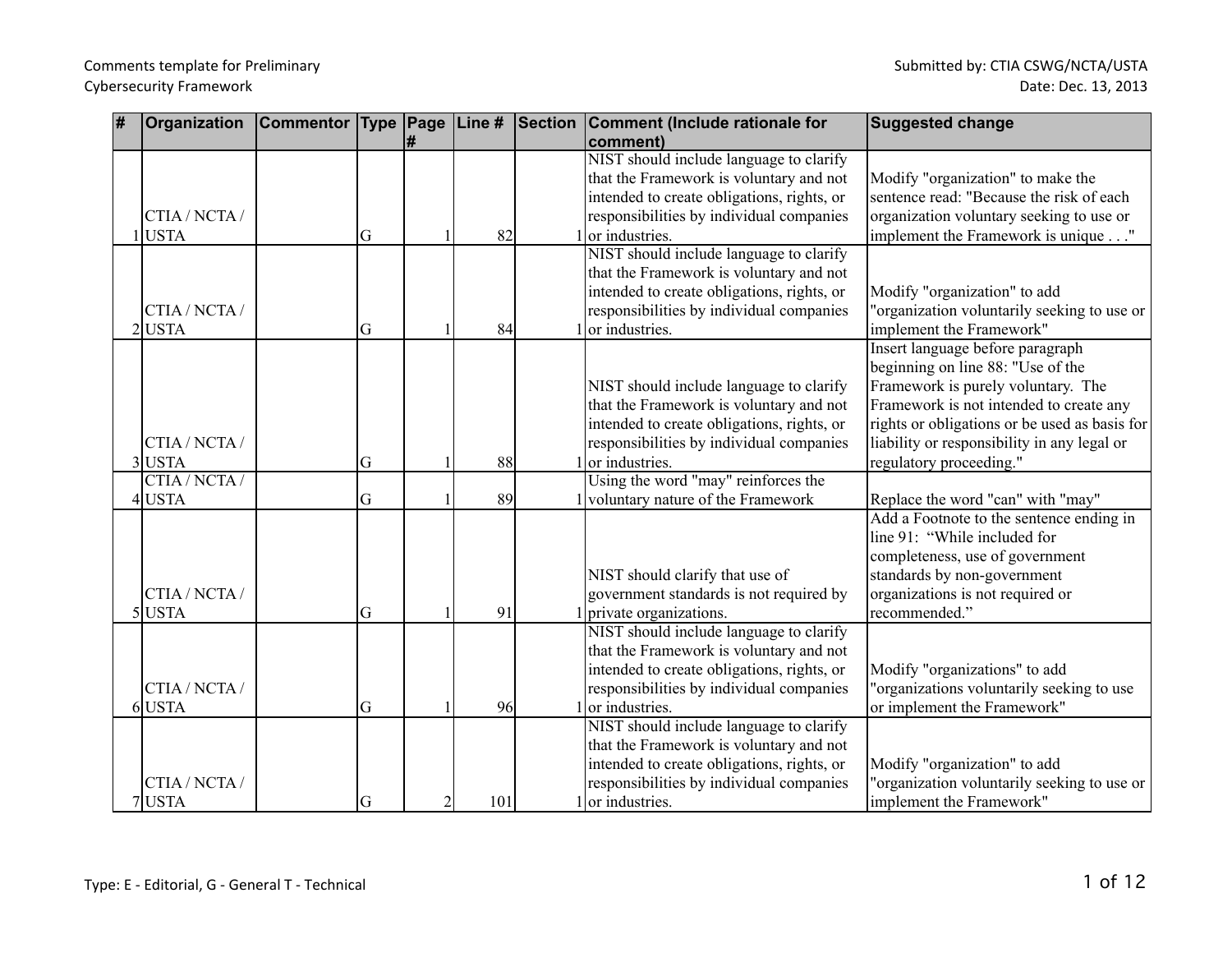Comments template for Preliminary Cybersecurity Framework

Submitted by: CTIA CSWG/NCTA/USTA
Date: Dec. 13, 2013

| # | Organization | Commentor | Type | Page # | Line # | Section | Comment (Include rationale for comment) | Suggested change |
|---|---|---|---|---|---|---|---|---|
| 1 | CTIA / NCTA / USTA | | G | 1 | 82 | 1 | NIST should include language to clarify that the Framework is voluntary and not intended to create obligations, rights, or responsibilities by individual companies or industries. | Modify "organization" to make the sentence read: "Because the risk of each organization voluntary seeking to use or implement the Framework is unique . . ." |
| 2 | CTIA / NCTA / USTA | | G | 1 | 84 | 1 | NIST should include language to clarify that the Framework is voluntary and not intended to create obligations, rights, or responsibilities by individual companies or industries. | Modify "organization" to add "organization voluntarily seeking to use or implement the Framework" |
| 3 | CTIA / NCTA / USTA | | G | 1 | 88 | 1 | NIST should include language to clarify that the Framework is voluntary and not intended to create obligations, rights, or responsibilities by individual companies or industries. | Insert language before paragraph beginning on line 88: "Use of the Framework is purely voluntary. The Framework is not intended to create any rights or obligations or be used as basis for liability or responsibility in any legal or regulatory proceeding." |
| 4 | CTIA / NCTA / USTA | | G | 1 | 89 | 1 | Using the word "may" reinforces the voluntary nature of the Framework | Replace the word "can" with "may" |
| 5 | CTIA / NCTA / USTA | | G | 1 | 91 | 1 | NIST should clarify that use of government standards is not required by private organizations. | Add a Footnote to the sentence ending in line 91: "While included for completeness, use of government standards by non-government organizations is not required or recommended." |
| 6 | CTIA / NCTA / USTA | | G | 1 | 96 | 1 | NIST should include language to clarify that the Framework is voluntary and not intended to create obligations, rights, or responsibilities by individual companies or industries. | Modify "organizations" to add "organizations voluntarily seeking to use or implement the Framework" |
| 7 | CTIA / NCTA / USTA | | G | 2 | 101 | 1 | NIST should include language to clarify that the Framework is voluntary and not intended to create obligations, rights, or responsibilities by individual companies or industries. | Modify "organization" to add "organization voluntarily seeking to use or implement the Framework" |

Type: E - Editorial, G - General T - Technical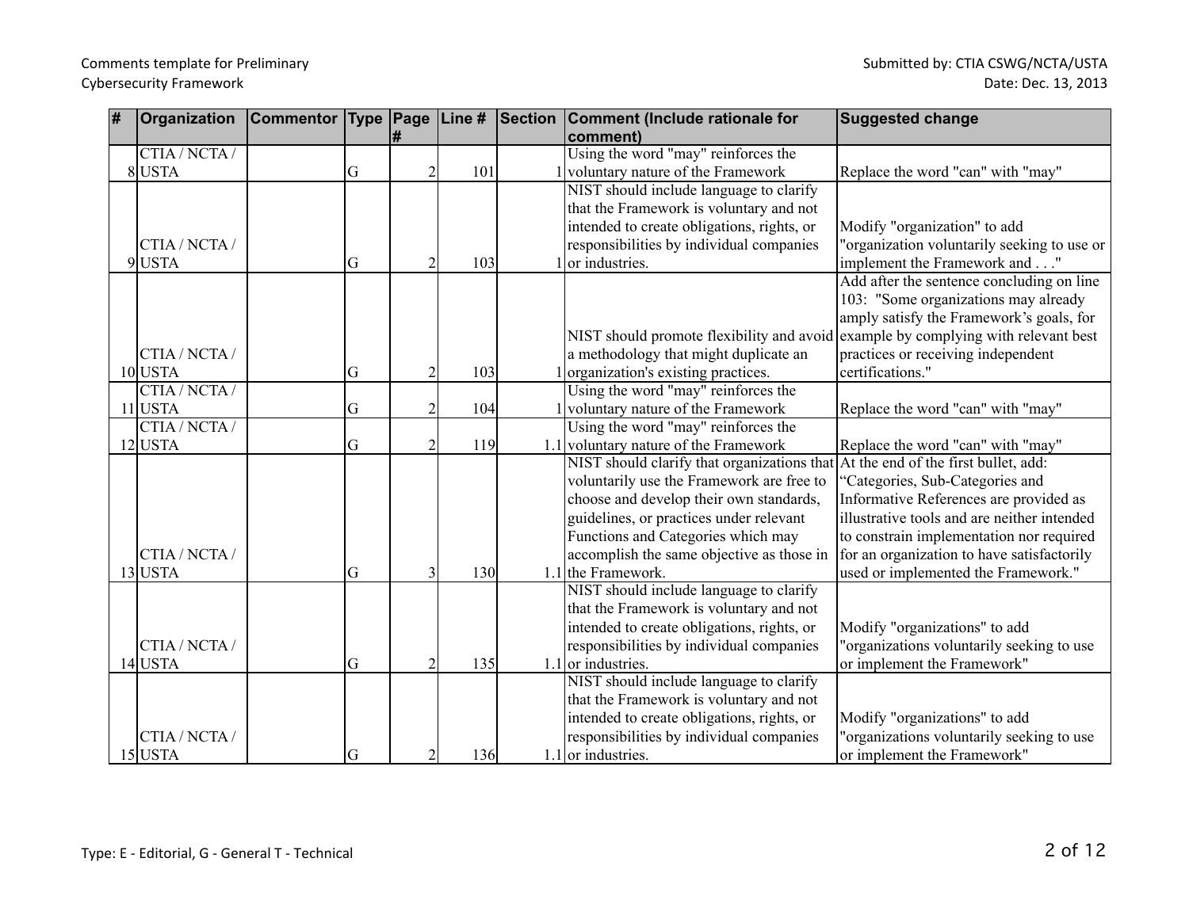| # | Organization | Commentor | Type | Page # | Line # | Section | Comment (Include rationale for comment) | Suggested change |
|---|---|---|---|---|---|---|---|---|
| 8 | CTIA / NCTA / USTA | | G | 2 | 101 | 1 | Using the word "may" reinforces the voluntary nature of the Framework | Replace the word "can" with "may" |
| 9 | CTIA / NCTA / USTA | | G | 2 | 103 | 1 | NIST should include language to clarify that the Framework is voluntary and not intended to create obligations, rights, or responsibilities by individual companies or industries. | Modify "organization" to add "organization voluntarily seeking to use or implement the Framework and . . ." |
| 10 | CTIA / NCTA / USTA | | G | 2 | 103 | 1 | NIST should promote flexibility and avoid a methodology that might duplicate an organization's existing practices. | Add after the sentence concluding on line 103: "Some organizations may already amply satisfy the Framework's goals, for example by complying with relevant best practices or receiving independent certifications." |
| 11 | CTIA / NCTA / USTA | | G | 2 | 104 | 1 | Using the word "may" reinforces the voluntary nature of the Framework | Replace the word "can" with "may" |
| 12 | CTIA / NCTA / USTA | | G | 2 | 119 | 1.1 | Using the word "may" reinforces the voluntary nature of the Framework | Replace the word "can" with "may" |
| 13 | CTIA / NCTA / USTA | | G | 3 | 130 | 1.1 | NIST should clarify that organizations that voluntarily use the Framework are free to choose and develop their own standards, guidelines, or practices under relevant Functions and Categories which may accomplish the same objective as those in the Framework. | At the end of the first bullet, add: "Categories, Sub-Categories and Informative References are provided as illustrative tools and are neither intended to constrain implementation nor required for an organization to have satisfactorily used or implemented the Framework." |
| 14 | CTIA / NCTA / USTA | | G | 2 | 135 | 1.1 | NIST should include language to clarify that the Framework is voluntary and not intended to create obligations, rights, or responsibilities by individual companies or industries. | Modify "organizations" to add "organizations voluntarily seeking to use or implement the Framework" |
| 15 | CTIA / NCTA / USTA | | G | 2 | 136 | 1.1 | NIST should include language to clarify that the Framework is voluntary and not intended to create obligations, rights, or responsibilities by individual companies or industries. | Modify "organizations" to add "organizations voluntarily seeking to use or implement the Framework" |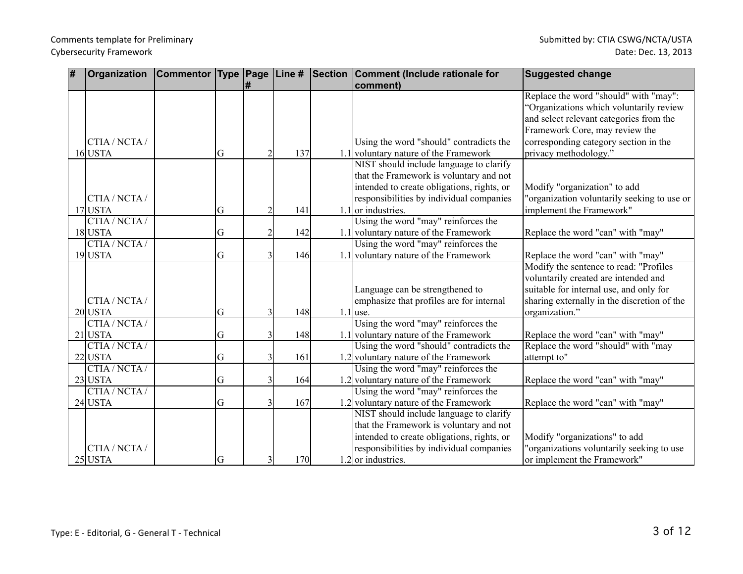| # | Organization | Commentor | Type | Page # | Line # | Section | Comment (Include rationale for comment) | Suggested change |
|---|---|---|---|---|---|---|---|---|
| 16 | CTIA / NCTA / USTA | | G | 2 | 137 | 1.1 | Using the word "should" contradicts the voluntary nature of the Framework | Replace the word "should" with "may": "Organizations which voluntarily review and select relevant categories from the Framework Core, may review the corresponding category section in the privacy methodology." |
| 17 | CTIA / NCTA / USTA | | G | 2 | 141 | 1.1 | NIST should include language to clarify that the Framework is voluntary and not intended to create obligations, rights, or responsibilities by individual companies or industries. | Modify "organization" to add "organization voluntarily seeking to use or implement the Framework" |
| 18 | CTIA / NCTA / USTA | | G | 2 | 142 | 1.1 | Using the word "may" reinforces the voluntary nature of the Framework | Replace the word "can" with "may" |
| 19 | CTIA / NCTA / USTA | | G | 3 | 146 | 1.1 | Using the word "may" reinforces the voluntary nature of the Framework | Replace the word "can" with "may" |
| 20 | CTIA / NCTA / USTA | | G | 3 | 148 | 1.1 | Language can be strengthened to emphasize that profiles are for internal use. | Modify the sentence to read: "Profiles voluntarily created are intended and suitable for internal use, and only for sharing externally in the discretion of the organization." |
| 21 | CTIA / NCTA / USTA | | G | 3 | 148 | 1.1 | Using the word "may" reinforces the voluntary nature of the Framework | Replace the word "can" with "may" |
| 22 | CTIA / NCTA / USTA | | G | 3 | 161 | 1.2 | Using the word "should" contradicts the voluntary nature of the Framework | Replace the word "should" with "may attempt to" |
| 23 | CTIA / NCTA / USTA | | G | 3 | 164 | 1.2 | Using the word "may" reinforces the voluntary nature of the Framework | Replace the word "can" with "may" |
| 24 | CTIA / NCTA / USTA | | G | 3 | 167 | 1.2 | Using the word "may" reinforces the voluntary nature of the Framework | Replace the word "can" with "may" |
| 25 | CTIA / NCTA / USTA | | G | 3 | 170 | 1.2 | NIST should include language to clarify that the Framework is voluntary and not intended to create obligations, rights, or responsibilities by individual companies or industries. | Modify "organizations" to add "organizations voluntarily seeking to use or implement the Framework" |

Type: E - Editorial, G - General T - Technical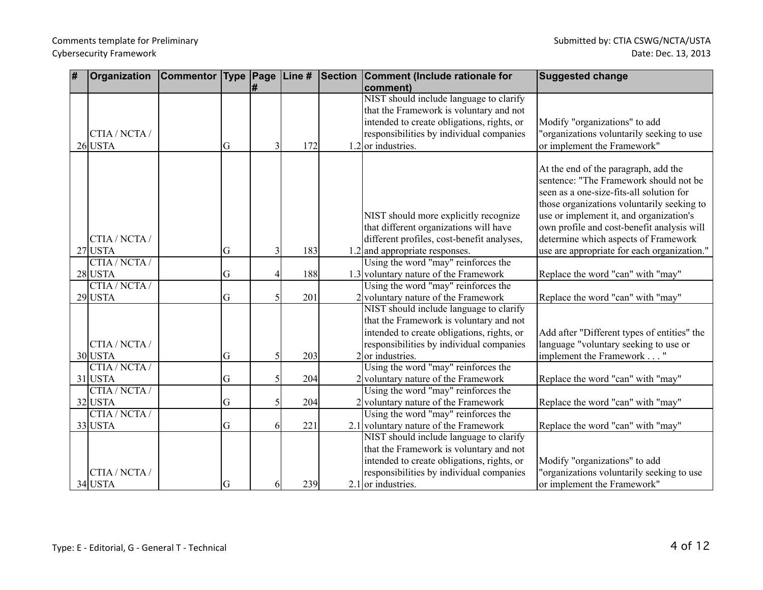| # | Organization | Commentor | Type | Page # | Line # | Section | Comment (Include rationale for comment) | Suggested change |
|---|---|---|---|---|---|---|---|---|
| 26 | CTIA / NCTA / USTA | | G | 3 | 172 | 1.2 | NIST should include language to clarify that the Framework is voluntary and not intended to create obligations, rights, or responsibilities by individual companies or industries. | Modify "organizations" to add "organizations voluntarily seeking to use or implement the Framework" |
| 27 | CTIA / NCTA / USTA | | G | 3 | 183 | 1.2 | NIST should more explicitly recognize that different organizations will have different profiles, cost-benefit analyses, and appropriate responses. | At the end of the paragraph, add the sentence: "The Framework should not be seen as a one-size-fits-all solution for those organizations voluntarily seeking to use or implement it, and organization's own profile and cost-benefit analysis will determine which aspects of Framework use are appropriate for each organization." |
| 28 | CTIA / NCTA / USTA | | G | 4 | 188 | 1.3 | Using the word "may" reinforces the voluntary nature of the Framework | Replace the word "can" with "may" |
| 29 | CTIA / NCTA / USTA | | G | 5 | 201 | 2 | Using the word "may" reinforces the voluntary nature of the Framework | Replace the word "can" with "may" |
| 30 | CTIA / NCTA / USTA | | G | 5 | 203 | 2 | NIST should include language to clarify that the Framework is voluntary and not intended to create obligations, rights, or responsibilities by individual companies or industries. | Add after "Different types of entities" the language "voluntary seeking to use or implement the Framework . . . " |
| 31 | CTIA / NCTA / USTA | | G | 5 | 204 | 2 | Using the word "may" reinforces the voluntary nature of the Framework | Replace the word "can" with "may" |
| 32 | CTIA / NCTA / USTA | | G | 5 | 204 | 2 | Using the word "may" reinforces the voluntary nature of the Framework | Replace the word "can" with "may" |
| 33 | CTIA / NCTA / USTA | | G | 6 | 221 | 2.1 | Using the word "may" reinforces the voluntary nature of the Framework | Replace the word "can" with "may" |
| 34 | CTIA / NCTA / USTA | | G | 6 | 239 | 2.1 | NIST should include language to clarify that the Framework is voluntary and not intended to create obligations, rights, or responsibilities by individual companies or industries. | Modify "organizations" to add "organizations voluntarily seeking to use or implement the Framework" |

Type: E - Editorial, G - General T - Technical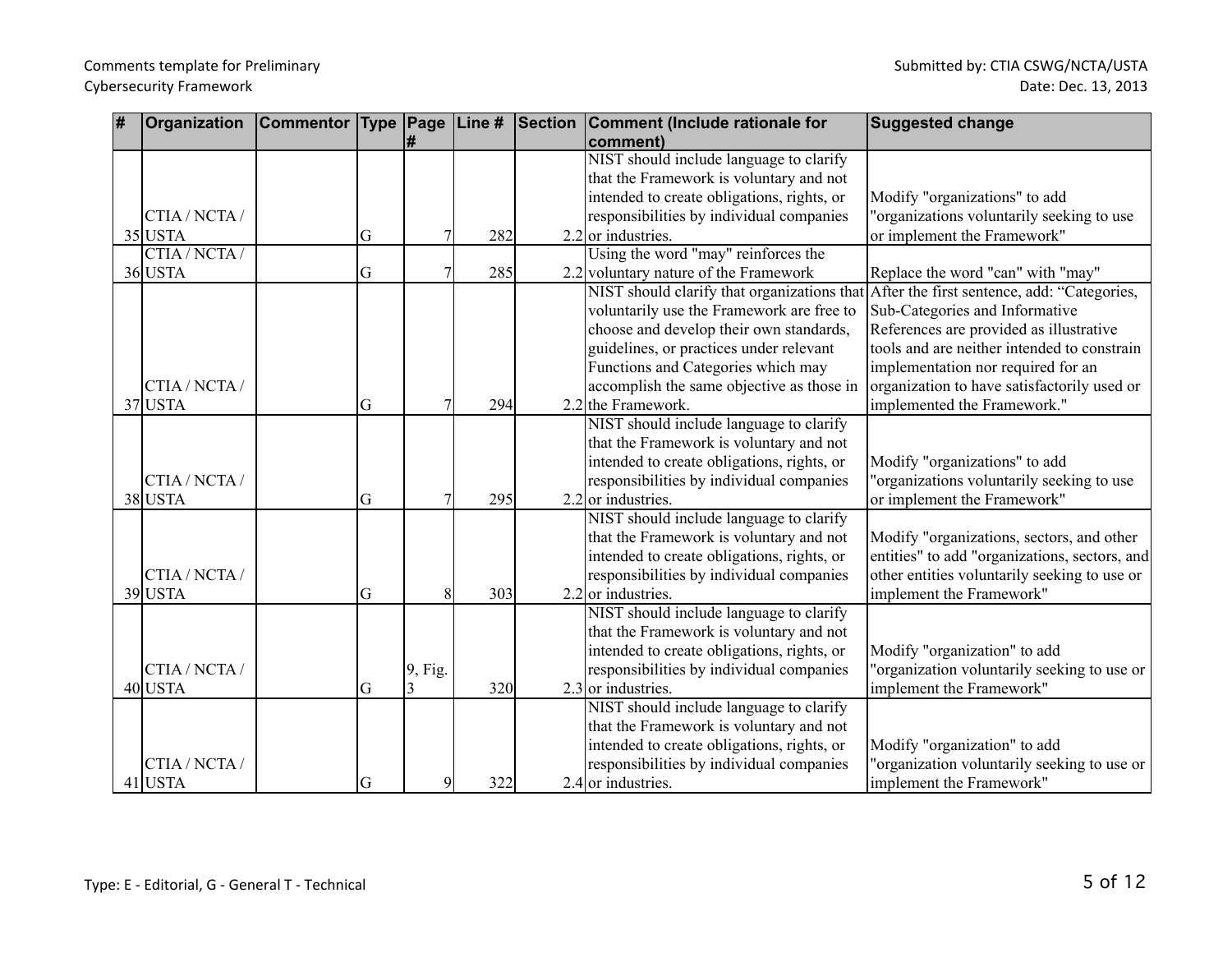| # | Organization | Commentor | Type | Page # | Line # | Section | Comment (Include rationale for comment) | Suggested change |
|---|---|---|---|---|---|---|---|---|
| 35 | CTIA / NCTA / USTA | | G | 7 | 282 | 2.2 | NIST should include language to clarify that the Framework is voluntary and not intended to create obligations, rights, or responsibilities by individual companies or industries. | Modify "organizations" to add "organizations voluntarily seeking to use or implement the Framework" |
| 36 | CTIA / NCTA / USTA | | G | 7 | 285 | 2.2 | Using the word "may" reinforces the voluntary nature of the Framework | Replace the word "can" with "may" |
| 37 | CTIA / NCTA / USTA | | G | 7 | 294 | 2.2 | NIST should clarify that organizations that voluntarily use the Framework are free to choose and develop their own standards, guidelines, or practices under relevant Functions and Categories which may accomplish the same objective as those in the Framework. | After the first sentence, add: "Categories, Sub-Categories and Informative References are provided as illustrative tools and are neither intended to constrain implementation nor required for an organization to have satisfactorily used or implemented the Framework." |
| 38 | CTIA / NCTA / USTA | | G | 7 | 295 | 2.2 | NIST should include language to clarify that the Framework is voluntary and not intended to create obligations, rights, or responsibilities by individual companies or industries. | Modify "organizations" to add "organizations voluntarily seeking to use or implement the Framework" |
| 39 | CTIA / NCTA / USTA | | G | 8 | 303 | 2.2 | NIST should include language to clarify that the Framework is voluntary and not intended to create obligations, rights, or responsibilities by individual companies or industries. | Modify "organizations, sectors, and other entities" to add "organizations, sectors, and other entities voluntarily seeking to use or implement the Framework" |
| 40 | CTIA / NCTA / USTA | | G | 9, Fig. 3 | 320 | 2.3 | NIST should include language to clarify that the Framework is voluntary and not intended to create obligations, rights, or responsibilities by individual companies or industries. | Modify "organization" to add "organization voluntarily seeking to use or implement the Framework" |
| 41 | CTIA / NCTA / USTA | | G | 9 | 322 | 2.4 | NIST should include language to clarify that the Framework is voluntary and not intended to create obligations, rights, or responsibilities by individual companies or industries. | Modify "organization" to add "organization voluntarily seeking to use or implement the Framework" |

Type: E - Editorial, G - General T - Technical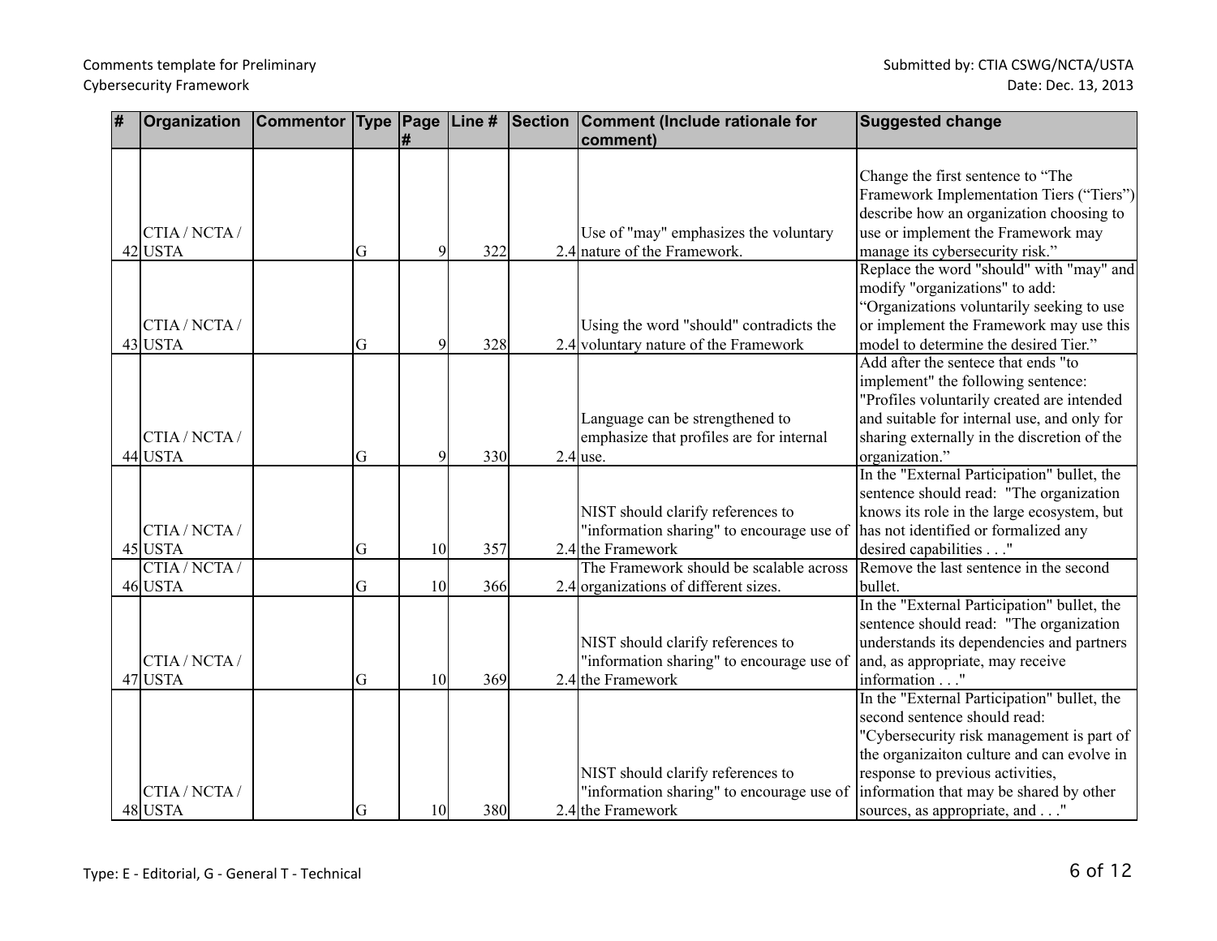| # | Organization | Commentor | Type | Page # | Line # | Section | Comment (Include rationale for comment) | Suggested change |
|---|---|---|---|---|---|---|---|---|
| 42 | CTIA / NCTA / USTA | | G | 9 | 322 | 2.4 | Use of "may" emphasizes the voluntary nature of the Framework. | Change the first sentence to "The Framework Implementation Tiers ("Tiers") describe how an organization choosing to use or implement the Framework may manage its cybersecurity risk." |
| 43 | CTIA / NCTA / USTA | | G | 9 | 328 | 2.4 | Using the word "should" contradicts the voluntary nature of the Framework | Replace the word "should" with "may" and modify "organizations" to add: "Organizations voluntarily seeking to use or implement the Framework may use this model to determine the desired Tier." |
| 44 | CTIA / NCTA / USTA | | G | 9 | 330 | 2.4 | Language can be strengthened to emphasize that profiles are for internal use. | Add after the sentece that ends "to implement" the following sentence: "Profiles voluntarily created are intended and suitable for internal use, and only for sharing externally in the discretion of the organization." |
| 45 | CTIA / NCTA / USTA | | G | 10 | 357 | 2.4 | NIST should clarify references to "information sharing" to encourage use of the Framework | In the "External Participation" bullet, the sentence should read: "The organization knows its role in the large ecosystem, but has not identified or formalized any desired capabilities . . ." |
| 46 | CTIA / NCTA / USTA | | G | 10 | 366 | 2.4 | The Framework should be scalable across organizations of different sizes. | Remove the last sentence in the second bullet. |
| 47 | CTIA / NCTA / USTA | | G | 10 | 369 | 2.4 | NIST should clarify references to "information sharing" to encourage use of the Framework | In the "External Participation" bullet, the sentence should read: "The organization understands its dependencies and partners and, as appropriate, may receive information . . ." |
| 48 | CTIA / NCTA / USTA | | G | 10 | 380 | 2.4 | NIST should clarify references to "information sharing" to encourage use of the Framework | In the "External Participation" bullet, the second sentence should read: "Cybersecurity risk management is part of the organizaiton culture and can evolve in response to previous activities, information that may be shared by other sources, as appropriate, and . . ." |

Type: E - Editorial, G - General T - Technical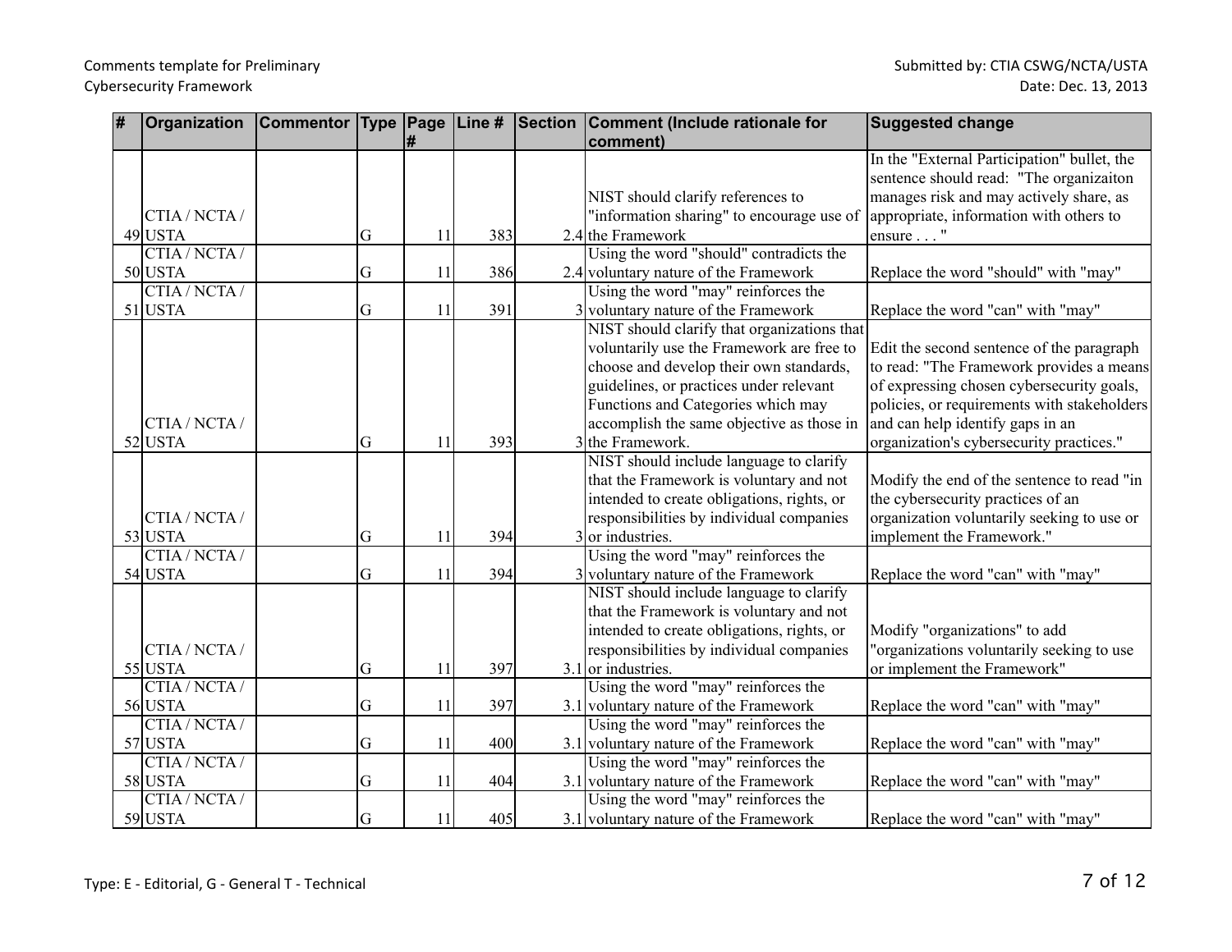Comments template for Preliminary Cybersecurity Framework

Submitted by: CTIA CSWG/NCTA/USTA

Date: Dec. 13, 2013

| # | Organization | Commentor | Type | Page # | Line # | Section | Comment (Include rationale for comment) | Suggested change |
|---|---|---|---|---|---|---|---|---|
| 49 | CTIA / NCTA / USTA | | G | 11 | 383 | 2.4 | NIST should clarify references to "information sharing" to encourage use of the Framework | In the "External Participation" bullet, the sentence should read: "The organizaiton manages risk and may actively share, as appropriate, information with others to ensure . . . " |
| 50 | CTIA / NCTA / USTA | | G | 11 | 386 | 2.4 | Using the word "should" contradicts the voluntary nature of the Framework | Replace the word "should" with "may" |
| 51 | CTIA / NCTA / USTA | | G | 11 | 391 | 3 | Using the word "may" reinforces the voluntary nature of the Framework | Replace the word "can" with "may" |
| 52 | CTIA / NCTA / USTA | | G | 11 | 393 | 3 | NIST should clarify that organizations that voluntarily use the Framework are free to choose and develop their own standards, guidelines, or practices under relevant Functions and Categories which may accomplish the same objective as those in the Framework. | Edit the second sentence of the paragraph to read: "The Framework provides a means of expressing chosen cybersecurity goals, policies, or requirements with stakeholders and can help identify gaps in an organization's cybersecurity practices." |
| 53 | CTIA / NCTA / USTA | | G | 11 | 394 | 3 | NIST should include language to clarify that the Framework is voluntary and not intended to create obligations, rights, or responsibilities by individual companies or industries. | Modify the end of the sentence to read "in the cybersecurity practices of an organization voluntarily seeking to use or implement the Framework." |
| 54 | CTIA / NCTA / USTA | | G | 11 | 394 | 3 | Using the word "may" reinforces the voluntary nature of the Framework | Replace the word "can" with "may" |
| 55 | CTIA / NCTA / USTA | | G | 11 | 397 | 3.1 | NIST should include language to clarify that the Framework is voluntary and not intended to create obligations, rights, or responsibilities by individual companies or industries. | Modify "organizations" to add "organizations voluntarily seeking to use or implement the Framework" |
| 56 | CTIA / NCTA / USTA | | G | 11 | 397 | 3.1 | Using the word "may" reinforces the voluntary nature of the Framework | Replace the word "can" with "may" |
| 57 | CTIA / NCTA / USTA | | G | 11 | 400 | 3.1 | Using the word "may" reinforces the voluntary nature of the Framework | Replace the word "can" with "may" |
| 58 | CTIA / NCTA / USTA | | G | 11 | 404 | 3.1 | Using the word "may" reinforces the voluntary nature of the Framework | Replace the word "can" with "may" |
| 59 | CTIA / NCTA / USTA | | G | 11 | 405 | 3.1 | Using the word "may" reinforces the voluntary nature of the Framework | Replace the word "can" with "may" |

Type: E - Editorial, G - General T - Technical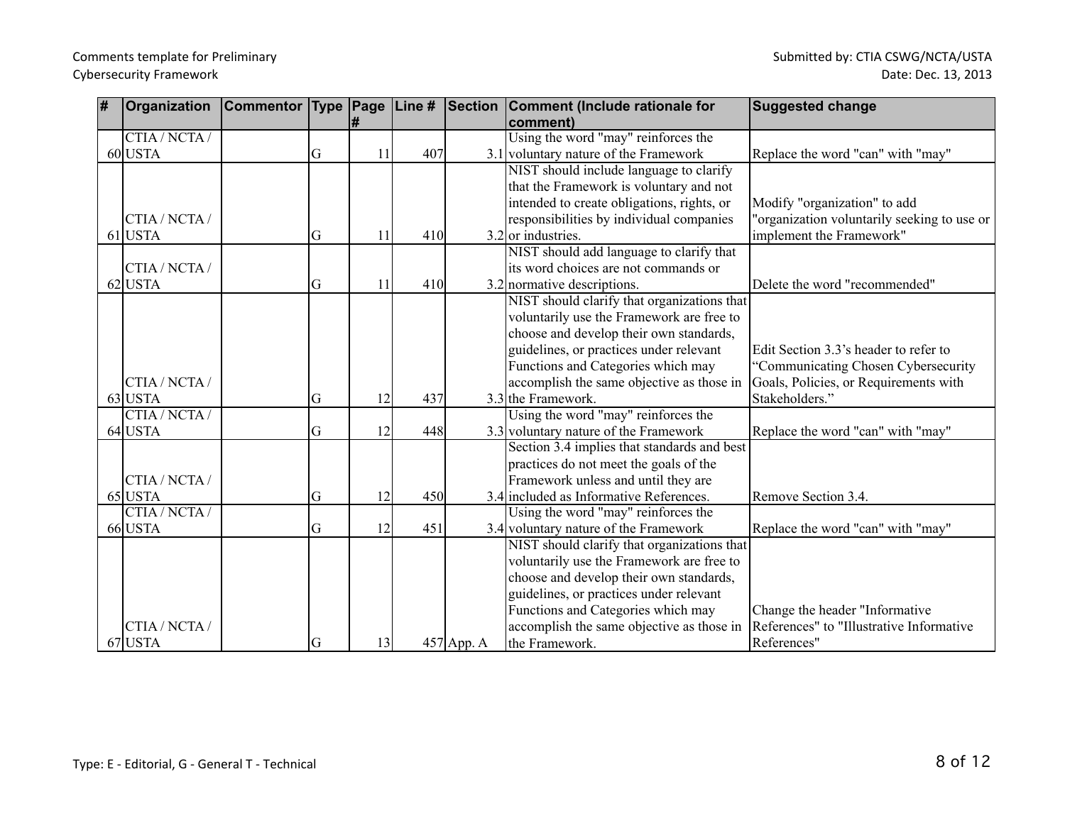| # | Organization | Commentor | Type | Page # | Line # | Section | Comment (Include rationale for comment) | Suggested change |
|---|---|---|---|---|---|---|---|---|
| 60 | CTIA / NCTA / USTA | | G | 11 | 407 | 3.1 | Using the word "may" reinforces the voluntary nature of the Framework | Replace the word "can" with "may" |
| 61 | CTIA / NCTA / USTA | | G | 11 | 410 | 3.2 | NIST should include language to clarify that the Framework is voluntary and not intended to create obligations, rights, or responsibilities by individual companies or industries. | Modify "organization" to add "organization voluntarily seeking to use or implement the Framework" |
| 62 | CTIA / NCTA / USTA | | G | 11 | 410 | 3.2 | NIST should add language to clarify that its word choices are not commands or normative descriptions. | Delete the word "recommended" |
| 63 | CTIA / NCTA / USTA | | G | 12 | 437 | 3.3 | NIST should clarify that organizations that voluntarily use the Framework are free to choose and develop their own standards, guidelines, or practices under relevant Functions and Categories which may accomplish the same objective as those in the Framework. | Edit Section 3.3's header to refer to "Communicating Chosen Cybersecurity Goals, Policies, or Requirements with Stakeholders." |
| 64 | CTIA / NCTA / USTA | | G | 12 | 448 | 3.3 | Using the word "may" reinforces the voluntary nature of the Framework | Replace the word "can" with "may" |
| 65 | CTIA / NCTA / USTA | | G | 12 | 450 | 3.4 | Section 3.4 implies that standards and best practices do not meet the goals of the Framework unless and until they are included as Informative References. | Remove Section 3.4. |
| 66 | CTIA / NCTA / USTA | | G | 12 | 451 | 3.4 | Using the word "may" reinforces the voluntary nature of the Framework | Replace the word "can" with "may" |
| 67 | CTIA / NCTA / USTA | | G | 13 | 457 | App. A | NIST should clarify that organizations that voluntarily use the Framework are free to choose and develop their own standards, guidelines, or practices under relevant Functions and Categories which may accomplish the same objective as those in the Framework. | Change the header "Informative References" to "Illustrative Informative References" |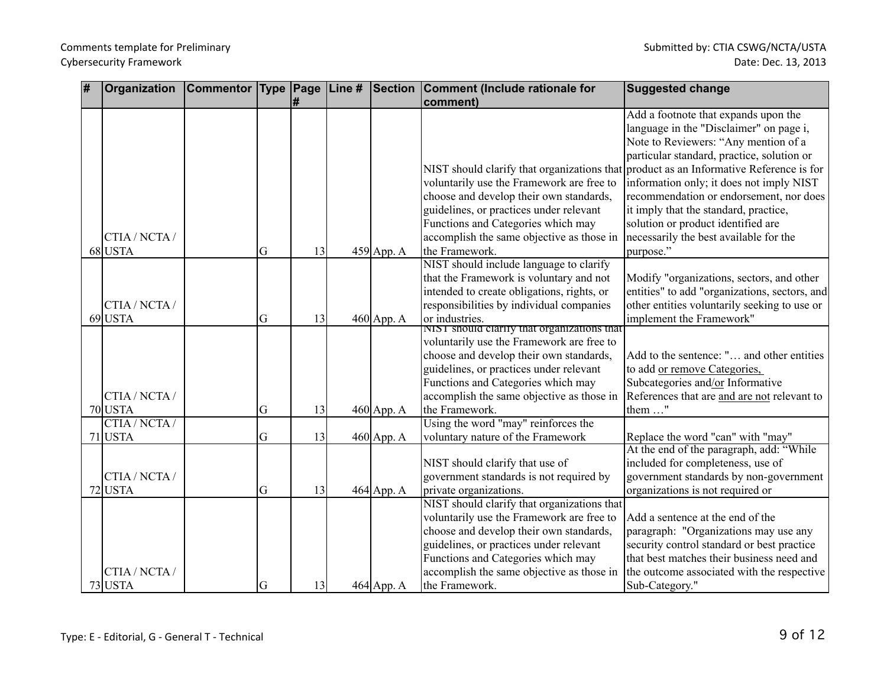| # | Organization | Commentor | Type | Page # | Line # | Section | Comment (Include rationale for comment) | Suggested change |
|---|---|---|---|---|---|---|---|---|
| 68 | CTIA / NCTA / USTA | | G | 13 | 459 | App. A | NIST should clarify that organizations that voluntarily use the Framework are free to choose and develop their own standards, guidelines, or practices under relevant Functions and Categories which may accomplish the same objective as those in the Framework. | Add a footnote that expands upon the language in the "Disclaimer" on page i, Note to Reviewers: "Any mention of a particular standard, practice, solution or product as an Informative Reference is for information only; it does not imply NIST recommendation or endorsement, nor does it imply that the standard, practice, solution or product identified are necessarily the best available for the purpose." |
| 69 | CTIA / NCTA / USTA | | G | 13 | 460 | App. A | NIST should include language to clarify that the Framework is voluntary and not intended to create obligations, rights, or responsibilities by individual companies or industries. | Modify "organizations, sectors, and other entities" to add "organizations, sectors, and other entities voluntarily seeking to use or implement the Framework" |
| 70 | CTIA / NCTA / USTA | | G | 13 | 460 | App. A | NIST should clarify that organizations that voluntarily use the Framework are free to choose and develop their own standards, guidelines, or practices under relevant Functions and Categories which may accomplish the same objective as those in the Framework. | Add to the sentence: "… and other entities to add <u>or remove Categories,</u> Subcategories and<u>/or</u> Informative References that are <u>and are not</u> relevant to them …" |
| 71 | CTIA / NCTA / USTA | | G | 13 | 460 | App. A | Using the word "may" reinforces the voluntary nature of the Framework | Replace the word "can" with "may" |
| 72 | CTIA / NCTA / USTA | | G | 13 | 464 | App. A | NIST should clarify that use of government standards is not required by private organizations. | At the end of the paragraph, add: "While included for completeness, use of government standards by non-government organizations is not required or |
| 73 | CTIA / NCTA / USTA | | G | 13 | 464 | App. A | NIST should clarify that organizations that voluntarily use the Framework are free to choose and develop their own standards, guidelines, or practices under relevant Functions and Categories which may accomplish the same objective as those in the Framework. | Add a sentence at the end of the paragraph: "Organizations may use any security control standard or best practice that best matches their business need and the outcome associated with the respective Sub-Category." |

Type: E - Editorial, G - General T - Technical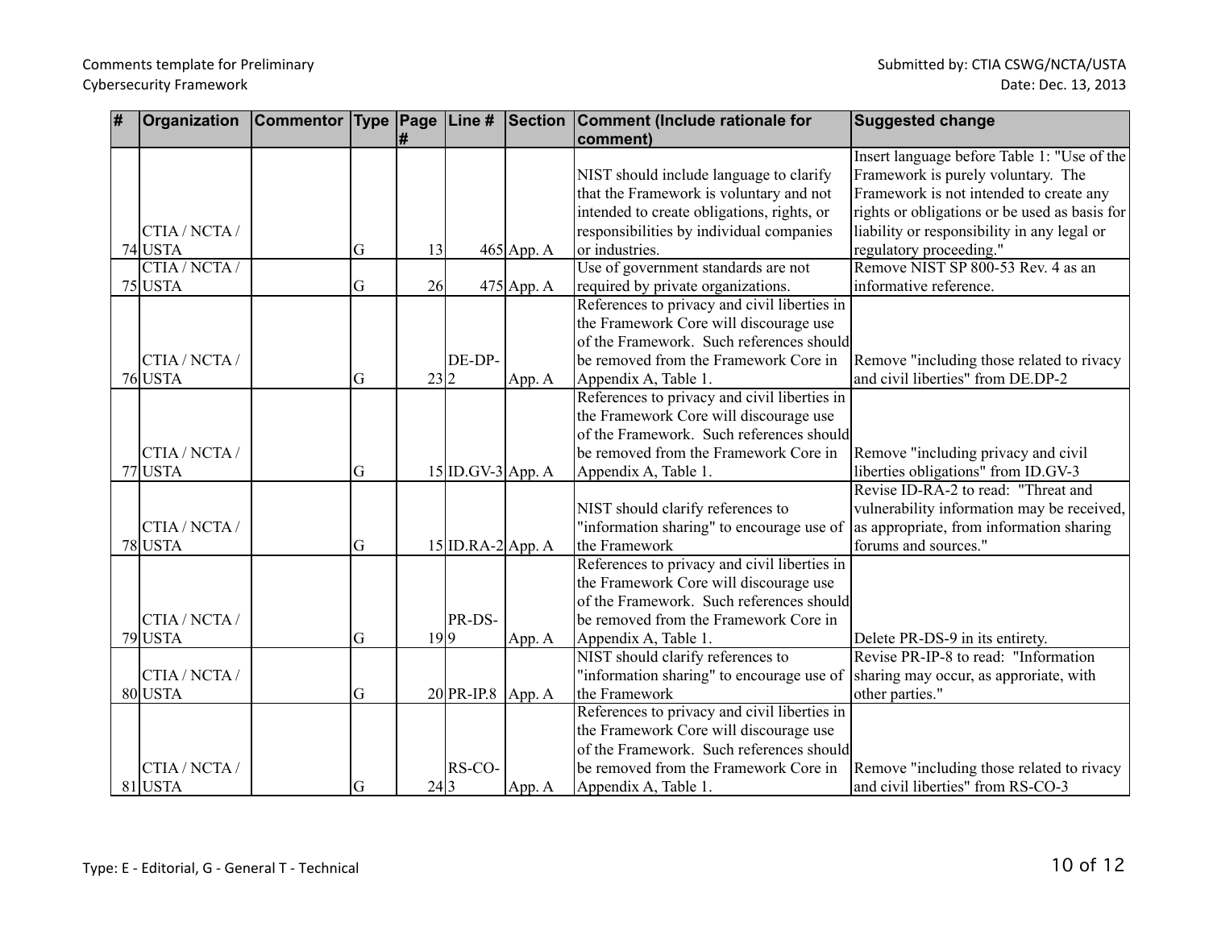| # | Organization | Commentor | Type | Page # | Line # | Section | Comment (Include rationale for comment) | Suggested change |
|---|---|---|---|---|---|---|---|---|
| 74 | CTIA / NCTA / USTA | | G | 13 | 465 | App. A | NIST should include language to clarify that the Framework is voluntary and not intended to create obligations, rights, or responsibilities by individual companies or industries. | Insert language before Table 1: "Use of the Framework is purely voluntary. The Framework is not intended to create any rights or obligations or be used as basis for liability or responsibility in any legal or regulatory proceeding." |
| 75 | CTIA / NCTA / USTA | | G | 26 | 475 | App. A | Use of government standards are not required by private organizations. | Remove NIST SP 800-53 Rev. 4 as an informative reference. |
| 76 | CTIA / NCTA / USTA | | G | 23 | DE-DP-2 | App. A | References to privacy and civil liberties in the Framework Core will discourage use of the Framework. Such references should be removed from the Framework Core in Appendix A, Table 1. | Remove "including those related to rivacy and civil liberties" from DE.DP-2 |
| 77 | CTIA / NCTA / USTA | | G | 15 | ID.GV-3 | App. A | References to privacy and civil liberties in the Framework Core will discourage use of the Framework. Such references should be removed from the Framework Core in Appendix A, Table 1. | Remove "including privacy and civil liberties obligations" from ID.GV-3 |
| 78 | CTIA / NCTA / USTA | | G | 15 | ID.RA-2 | App. A | NIST should clarify references to "information sharing" to encourage use of the Framework | Revise ID-RA-2 to read: "Threat and vulnerability information may be received, as appropriate, from information sharing forums and sources." |
| 79 | CTIA / NCTA / USTA | | G | 19 | PR-DS-9 | App. A | References to privacy and civil liberties in the Framework Core will discourage use of the Framework. Such references should be removed from the Framework Core in Appendix A, Table 1. | Delete PR-DS-9 in its entirety. |
| 80 | CTIA / NCTA / USTA | | G | 20 | PR-IP.8 | App. A | NIST should clarify references to "information sharing" to encourage use of the Framework | Revise PR-IP-8 to read: "Information sharing may occur, as approriate, with other parties." |
| 81 | CTIA / NCTA / USTA | | G | 24 | RS-CO-3 | App. A | References to privacy and civil liberties in the Framework Core will discourage use of the Framework. Such references should be removed from the Framework Core in Appendix A, Table 1. | Remove "including those related to rivacy and civil liberties" from RS-CO-3 |

Type: E - Editorial, G - General T - Technical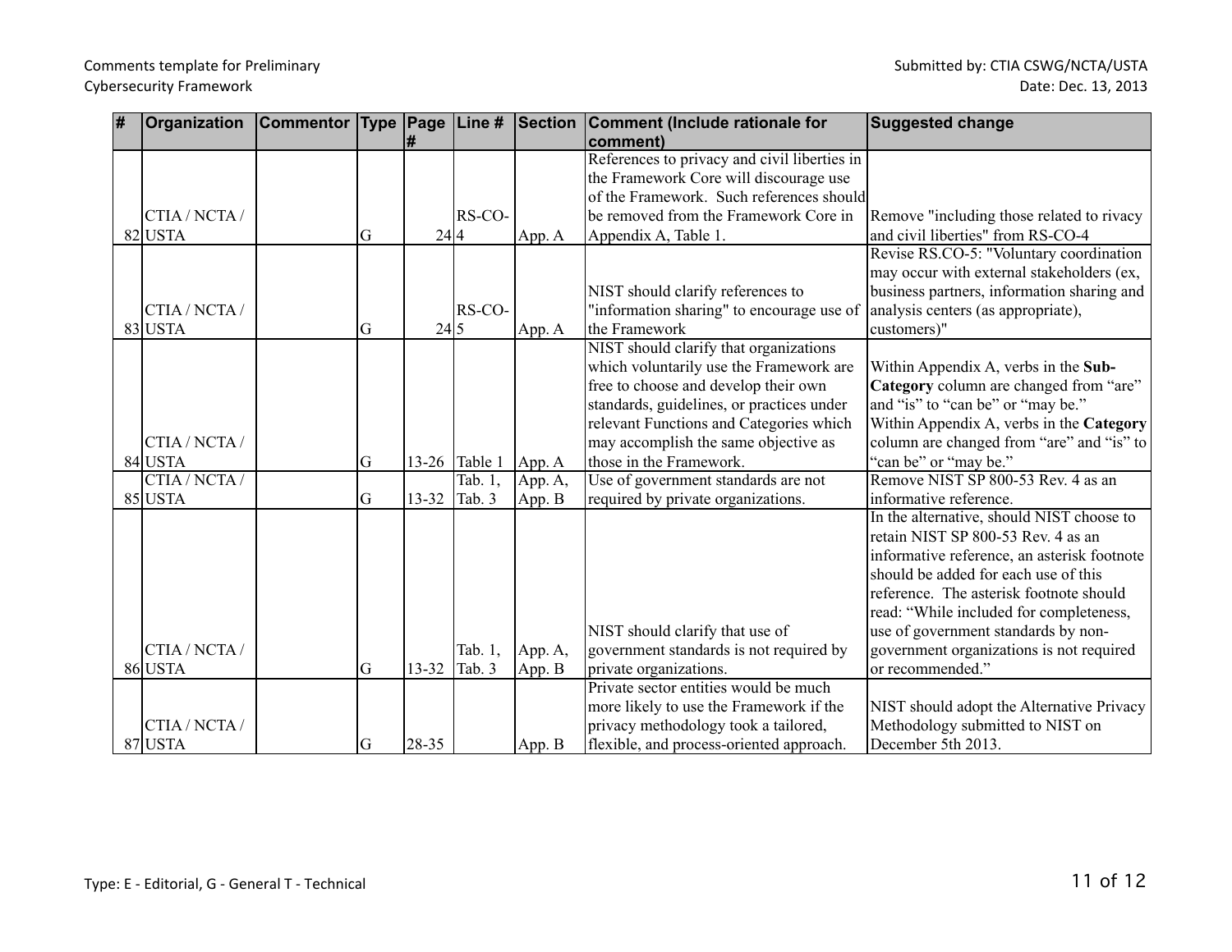| # | Organization | Commentor | Type | Page # | Line # | Section | Comment (Include rationale for comment) | Suggested change |
|---|---|---|---|---|---|---|---|---|
| 82 | CTIA / NCTA / USTA | | G | 24 | RS-CO-4 | App. A | References to privacy and civil liberties in the Framework Core will discourage use of the Framework. Such references should be removed from the Framework Core in Appendix A, Table 1. | Remove "including those related to rivacy and civil liberties" from RS-CO-4 |
| 83 | CTIA / NCTA / USTA | | G | 24 | RS-CO-5 | App. A | NIST should clarify references to "information sharing" to encourage use of the Framework | Revise RS.CO-5: "Voluntary coordination may occur with external stakeholders (ex, business partners, information sharing and analysis centers (as appropriate), customers)" |
| 84 | CTIA / NCTA / USTA | | G | 13-26 | Table 1 | App. A | NIST should clarify that organizations which voluntarily use the Framework are free to choose and develop their own standards, guidelines, or practices under relevant Functions and Categories which may accomplish the same objective as those in the Framework. | Within Appendix A, verbs in the **Sub-Category** column are changed from "are" and "is" to "can be" or "may be." Within Appendix A, verbs in the **Category** column are changed from "are" and "is" to "can be" or "may be." |
| 85 | CTIA / NCTA / USTA | | G | 13-32 | Tab. 1, Tab. 3 | App. A, App. B | Use of government standards are not required by private organizations. | Remove NIST SP 800-53 Rev. 4 as an informative reference. |
| 86 | CTIA / NCTA / USTA | | G | 13-32 | Tab. 1, Tab. 3 | App. A, App. B | NIST should clarify that use of government standards is not required by private organizations. | In the alternative, should NIST choose to retain NIST SP 800-53 Rev. 4 as an informative reference, an asterisk footnote should be added for each use of this reference. The asterisk footnote should read: "While included for completeness, use of government standards by non-government organizations is not required or recommended." |
| 87 | CTIA / NCTA / USTA | | G | 28-35 | | App. B | Private sector entities would be much more likely to use the Framework if the privacy methodology took a tailored, flexible, and process-oriented approach. | NIST should adopt the Alternative Privacy Methodology submitted to NIST on December 5th 2013. |

Type: E - Editorial, G - General T - Technical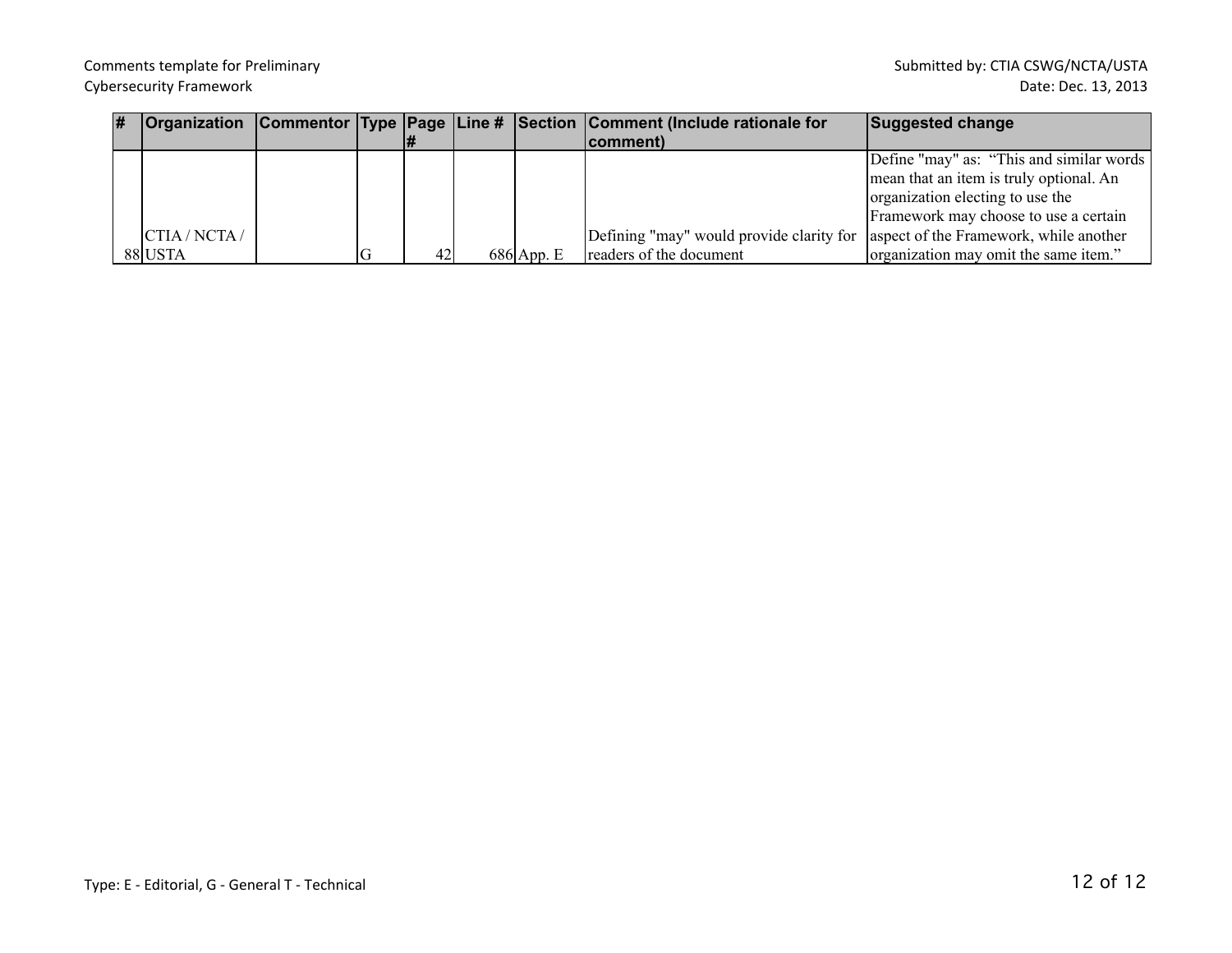| # | Organization | Commentor | Type | Page # | Line # | Section | Comment (Include rationale for comment) | Suggested change |
|---|---|---|---|---|---|---|---|---|
| 88 | CTIA / NCTA / USTA | | G | 42 | 686 | App. E | Defining "may" would provide clarity for readers of the document | Define "may" as: "This and similar words mean that an item is truly optional. An organization electing to use the Framework may choose to use a certain aspect of the Framework, while another organization may omit the same item." |

Type: E - Editorial, G - General T - Technical